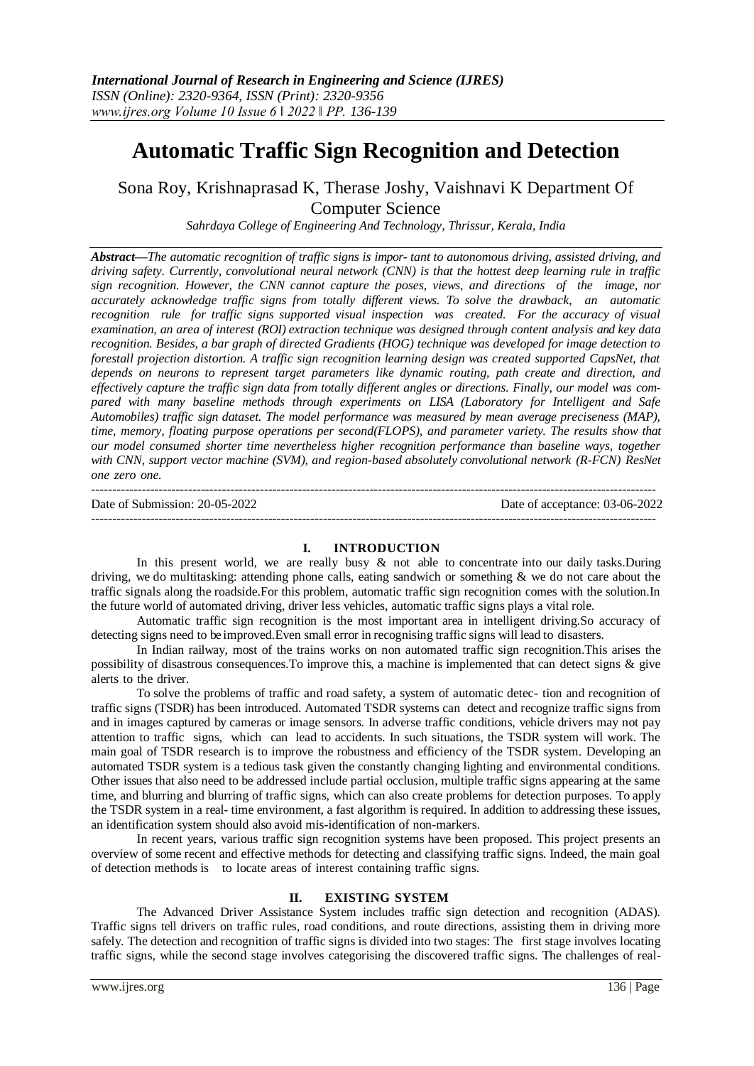# Automatic Traffic Sign Recognition and Detection

Sona Roy, Krishnaprasad K, Therase Joshy, Vaishnavi K Department Of Computer Science

*Sahrdaya College of Engineering And Technology, Thrissur, Kerala, India*

***Abstract—****The automatic recognition of traffic signs is impor- tant to autonomous driving, assisted driving, and driving safety. Currently, convolutional neural network (CNN) is that the hottest deep learning rule in traffic sign recognition. However, the CNN cannot capture the poses, views, and directions of the image, nor accurately acknowledge traffic signs from totally different views. To solve the drawback, an automatic recognition rule for traffic signs supported visual inspection was created. For the accuracy of visual examination, an area of interest (ROI) extraction technique was designed through content analysis and key data recognition. Besides, a bar graph of directed Gradients (HOG) technique was developed for image detection to forestall projection distortion. A traffic sign recognition learning design was created supported CapsNet, that depends on neurons to represent target parameters like dynamic routing, path create and direction, and effectively capture the traffic sign data from totally different angles or directions. Finally, our model was compared with many baseline methods through experiments on LISA (Laboratory for Intelligent and Safe Automobiles) traffic sign dataset. The model performance was measured by mean average preciseness (MAP), time, memory, floating purpose operations per second(FLOPS), and parameter variety. The results show that our model consumed shorter time nevertheless higher recognition performance than baseline ways, together with CNN, support vector machine (SVM), and region-based absolutely convolutional network (R-FCN) ResNet one zero one.*

---

Date of Submission: 20-05-2022 Date of acceptance: 03-06-2022

---

## I. INTRODUCTION

In this present world, we are really busy & not able to concentrate into our daily tasks.During driving, we do multitasking: attending phone calls, eating sandwich or something & we do not care about the traffic signals along the roadside.For this problem, automatic traffic sign recognition comes with the solution.In the future world of automated driving, driver less vehicles, automatic traffic signs plays a vital role.

Automatic traffic sign recognition is the most important area in intelligent driving.So accuracy of detecting signs need to be improved.Even small error in recognising traffic signs will lead to disasters.

In Indian railway, most of the trains works on non automated traffic sign recognition.This arises the possibility of disastrous consequences.To improve this, a machine is implemented that can detect signs & give alerts to the driver.

To solve the problems of traffic and road safety, a system of automatic detec- tion and recognition of traffic signs (TSDR) has been introduced. Automated TSDR systems can detect and recognize traffic signs from and in images captured by cameras or image sensors. In adverse traffic conditions, vehicle drivers may not pay attention to traffic signs, which can lead to accidents. In such situations, the TSDR system will work. The main goal of TSDR research is to improve the robustness and efficiency of the TSDR system. Developing an automated TSDR system is a tedious task given the constantly changing lighting and environmental conditions. Other issues that also need to be addressed include partial occlusion, multiple traffic signs appearing at the same time, and blurring and blurring of traffic signs, which can also create problems for detection purposes. To apply the TSDR system in a real- time environment, a fast algorithm is required. In addition to addressing these issues, an identification system should also avoid mis-identification of non-markers.

In recent years, various traffic sign recognition systems have been proposed. This project presents an overview of some recent and effective methods for detecting and classifying traffic signs. Indeed, the main goal of detection methods is to locate areas of interest containing traffic signs.

## II. EXISTING SYSTEM

The Advanced Driver Assistance System includes traffic sign detection and recognition (ADAS). Traffic signs tell drivers on traffic rules, road conditions, and route directions, assisting them in driving more safely. The detection and recognition of traffic signs is divided into two stages: The first stage involves locating traffic signs, while the second stage involves categorising the discovered traffic signs. The challenges of real-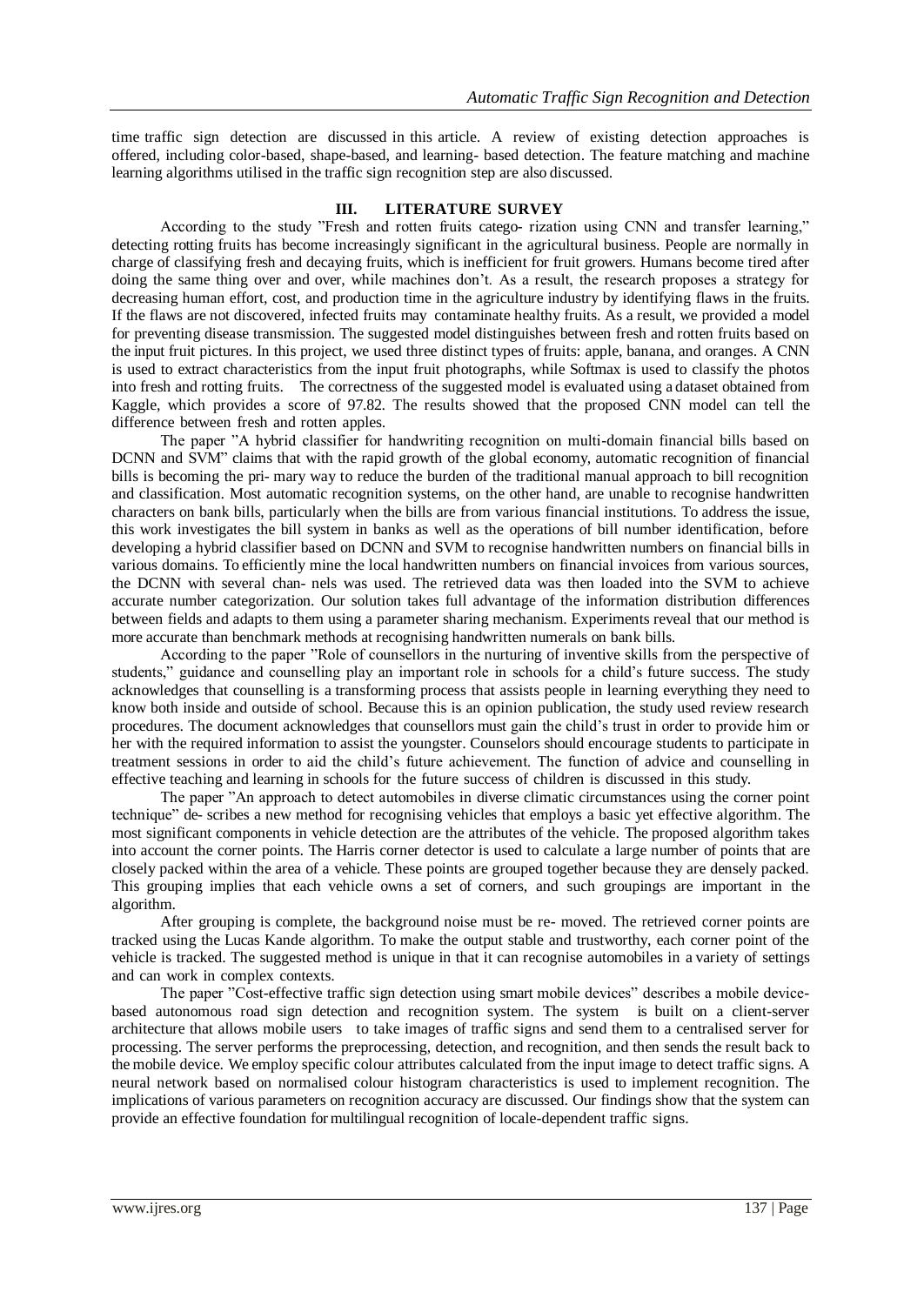time traffic sign detection are discussed in this article. A review of existing detection approaches is offered, including color-based, shape-based, and learning- based detection. The feature matching and machine learning algorithms utilised in the traffic sign recognition step are also discussed.

## III. LITERATURE SURVEY

According to the study "Fresh and rotten fruits catego- rization using CNN and transfer learning," detecting rotting fruits has become increasingly significant in the agricultural business. People are normally in charge of classifying fresh and decaying fruits, which is inefficient for fruit growers. Humans become tired after doing the same thing over and over, while machines don't. As a result, the research proposes a strategy for decreasing human effort, cost, and production time in the agriculture industry by identifying flaws in the fruits. If the flaws are not discovered, infected fruits may contaminate healthy fruits. As a result, we provided a model for preventing disease transmission. The suggested model distinguishes between fresh and rotten fruits based on the input fruit pictures. In this project, we used three distinct types of fruits: apple, banana, and oranges. A CNN is used to extract characteristics from the input fruit photographs, while Softmax is used to classify the photos into fresh and rotting fruits. The correctness of the suggested model is evaluated using a dataset obtained from Kaggle, which provides a score of 97.82. The results showed that the proposed CNN model can tell the difference between fresh and rotten apples.

The paper "A hybrid classifier for handwriting recognition on multi-domain financial bills based on DCNN and SVM" claims that with the rapid growth of the global economy, automatic recognition of financial bills is becoming the pri- mary way to reduce the burden of the traditional manual approach to bill recognition and classification. Most automatic recognition systems, on the other hand, are unable to recognise handwritten characters on bank bills, particularly when the bills are from various financial institutions. To address the issue, this work investigates the bill system in banks as well as the operations of bill number identification, before developing a hybrid classifier based on DCNN and SVM to recognise handwritten numbers on financial bills in various domains. To efficiently mine the local handwritten numbers on financial invoices from various sources, the DCNN with several chan- nels was used. The retrieved data was then loaded into the SVM to achieve accurate number categorization. Our solution takes full advantage of the information distribution differences between fields and adapts to them using a parameter sharing mechanism. Experiments reveal that our method is more accurate than benchmark methods at recognising handwritten numerals on bank bills.

According to the paper "Role of counsellors in the nurturing of inventive skills from the perspective of students," guidance and counselling play an important role in schools for a child's future success. The study acknowledges that counselling is a transforming process that assists people in learning everything they need to know both inside and outside of school. Because this is an opinion publication, the study used review research procedures. The document acknowledges that counsellors must gain the child's trust in order to provide him or her with the required information to assist the youngster. Counselors should encourage students to participate in treatment sessions in order to aid the child's future achievement. The function of advice and counselling in effective teaching and learning in schools for the future success of children is discussed in this study.

The paper "An approach to detect automobiles in diverse climatic circumstances using the corner point technique" de- scribes a new method for recognising vehicles that employs a basic yet effective algorithm. The most significant components in vehicle detection are the attributes of the vehicle. The proposed algorithm takes into account the corner points. The Harris corner detector is used to calculate a large number of points that are closely packed within the area of a vehicle. These points are grouped together because they are densely packed. This grouping implies that each vehicle owns a set of corners, and such groupings are important in the algorithm.

After grouping is complete, the background noise must be re- moved. The retrieved corner points are tracked using the Lucas Kande algorithm. To make the output stable and trustworthy, each corner point of the vehicle is tracked. The suggested method is unique in that it can recognise automobiles in a variety of settings and can work in complex contexts.

The paper "Cost-effective traffic sign detection using smart mobile devices" describes a mobile device-based autonomous road sign detection and recognition system. The system is built on a client-server architecture that allows mobile users to take images of traffic signs and send them to a centralised server for processing. The server performs the preprocessing, detection, and recognition, and then sends the result back to the mobile device. We employ specific colour attributes calculated from the input image to detect traffic signs. A neural network based on normalised colour histogram characteristics is used to implement recognition. The implications of various parameters on recognition accuracy are discussed. Our findings show that the system can provide an effective foundation for multilingual recognition of locale-dependent traffic signs.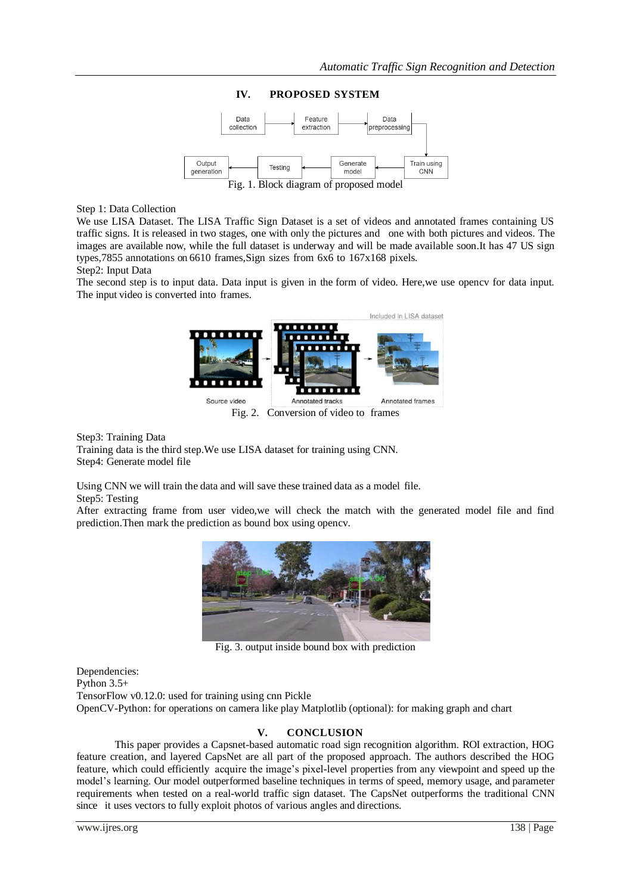## IV. PROPOSED SYSTEM

Fig. 1. Block diagram of proposed model

Step 1: Data Collection

We use LISA Dataset. The LISA Traffic Sign Dataset is a set of videos and annotated frames containing US traffic signs. It is released in two stages, one with only the pictures and one with both pictures and videos. The images are available now, while the full dataset is underway and will be made available soon.It has 47 US sign types,7855 annotations on 6610 frames,Sign sizes from 6x6 to 167x168 pixels.

Step2: Input Data

The second step is to input data. Data input is given in the form of video. Here,we use opencv for data input. The input video is converted into frames.

Fig. 2. Conversion of video to frames

Step3: Training Data

Training data is the third step.We use LISA dataset for training using CNN.

Step4: Generate model file

Using CNN we will train the data and will save these trained data as a model file.

Step5: Testing

After extracting frame from user video,we will check the match with the generated model file and find prediction.Then mark the prediction as bound box using opencv.

Fig. 3. output inside bound box with prediction

Dependencies:
Python 3.5+
TensorFlow v0.12.0: used for training using cnn Pickle
OpenCV-Python: for operations on camera like play Matplotlib (optional): for making graph and chart

## V. CONCLUSION

This paper provides a Capsnet-based automatic road sign recognition algorithm. ROI extraction, HOG feature creation, and layered CapsNet are all part of the proposed approach. The authors described the HOG feature, which could efficiently acquire the image's pixel-level properties from any viewpoint and speed up the model's learning. Our model outperformed baseline techniques in terms of speed, memory usage, and parameter requirements when tested on a real-world traffic sign dataset. The CapsNet outperforms the traditional CNN since it uses vectors to fully exploit photos of various angles and directions.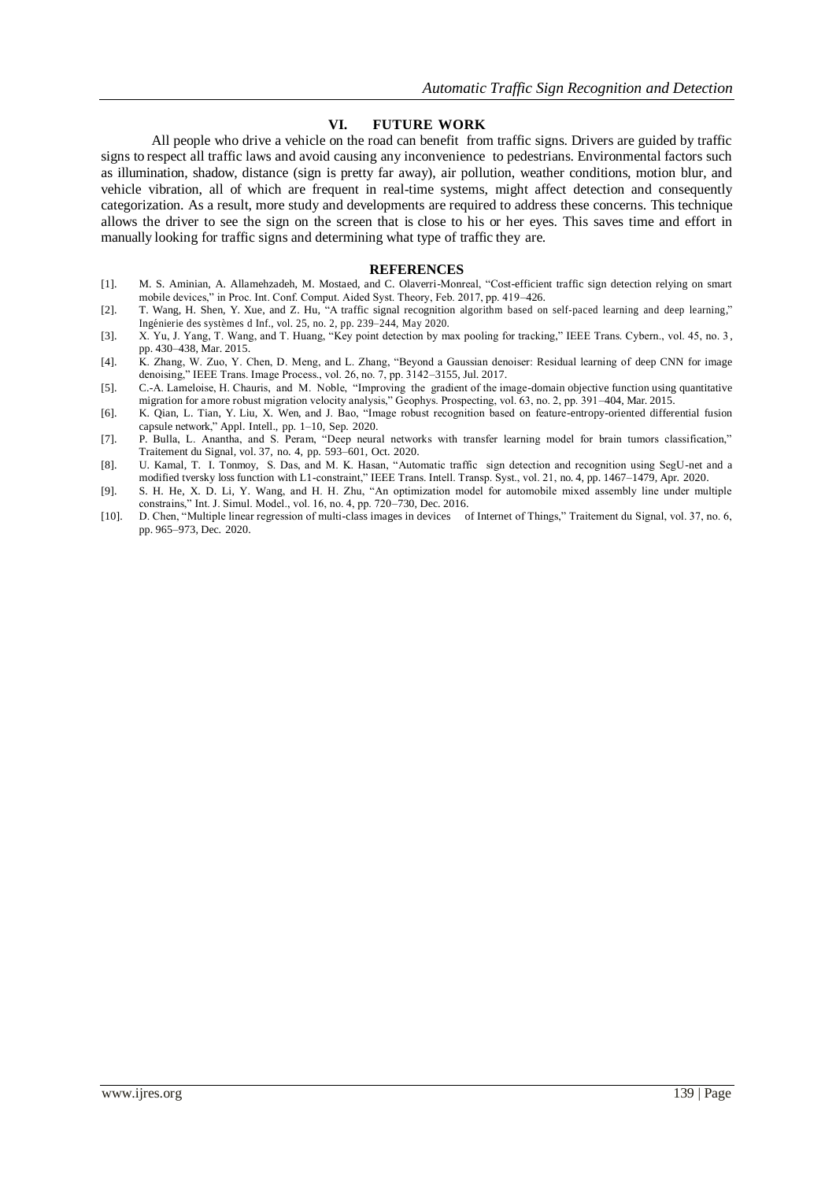## VI. FUTURE WORK

All people who drive a vehicle on the road can benefit from traffic signs. Drivers are guided by traffic signs to respect all traffic laws and avoid causing any inconvenience to pedestrians. Environmental factors such as illumination, shadow, distance (sign is pretty far away), air pollution, weather conditions, motion blur, and vehicle vibration, all of which are frequent in real-time systems, might affect detection and consequently categorization. As a result, more study and developments are required to address these concerns. This technique allows the driver to see the sign on the screen that is close to his or her eyes. This saves time and effort in manually looking for traffic signs and determining what type of traffic they are.

## REFERENCES

[1]. M. S. Aminian, A. Allamehzadeh, M. Mostaed, and C. Olaverri-Monreal, "Cost-efficient traffic sign detection relying on smart mobile devices," in Proc. Int. Conf. Comput. Aided Syst. Theory, Feb. 2017, pp. 419–426.

[2]. T. Wang, H. Shen, Y. Xue, and Z. Hu, "A traffic signal recognition algorithm based on self-paced learning and deep learning," Ingénierie des systèmes d Inf., vol. 25, no. 2, pp. 239–244, May 2020.

[3]. X. Yu, J. Yang, T. Wang, and T. Huang, "Key point detection by max pooling for tracking," IEEE Trans. Cybern., vol. 45, no. 3, pp. 430–438, Mar. 2015.

[4]. K. Zhang, W. Zuo, Y. Chen, D. Meng, and L. Zhang, "Beyond a Gaussian denoiser: Residual learning of deep CNN for image denoising," IEEE Trans. Image Process., vol. 26, no. 7, pp. 3142–3155, Jul. 2017.

[5]. C.-A. Lameloise, H. Chauris, and M. Noble, "Improving the gradient of the image-domain objective function using quantitative migration for a more robust migration velocity analysis," Geophys. Prospecting, vol. 63, no. 2, pp. 391–404, Mar. 2015.

[6]. K. Qian, L. Tian, Y. Liu, X. Wen, and J. Bao, "Image robust recognition based on feature-entropy-oriented differential fusion capsule network," Appl. Intell., pp. 1–10, Sep. 2020.

[7]. P. Bulla, L. Anantha, and S. Peram, "Deep neural networks with transfer learning model for brain tumors classification," Traitement du Signal, vol. 37, no. 4, pp. 593–601, Oct. 2020.

[8]. U. Kamal, T. I. Tonmoy, S. Das, and M. K. Hasan, "Automatic traffic sign detection and recognition using SegU-net and a modified tversky loss function with L1-constraint," IEEE Trans. Intell. Transp. Syst., vol. 21, no. 4, pp. 1467–1479, Apr. 2020.

[9]. S. H. He, X. D. Li, Y. Wang, and H. H. Zhu, "An optimization model for automobile mixed assembly line under multiple constrains," Int. J. Simul. Model., vol. 16, no. 4, pp. 720–730, Dec. 2016.

[10]. D. Chen, "Multiple linear regression of multi-class images in devices of Internet of Things," Traitement du Signal, vol. 37, no. 6, pp. 965–973, Dec. 2020.